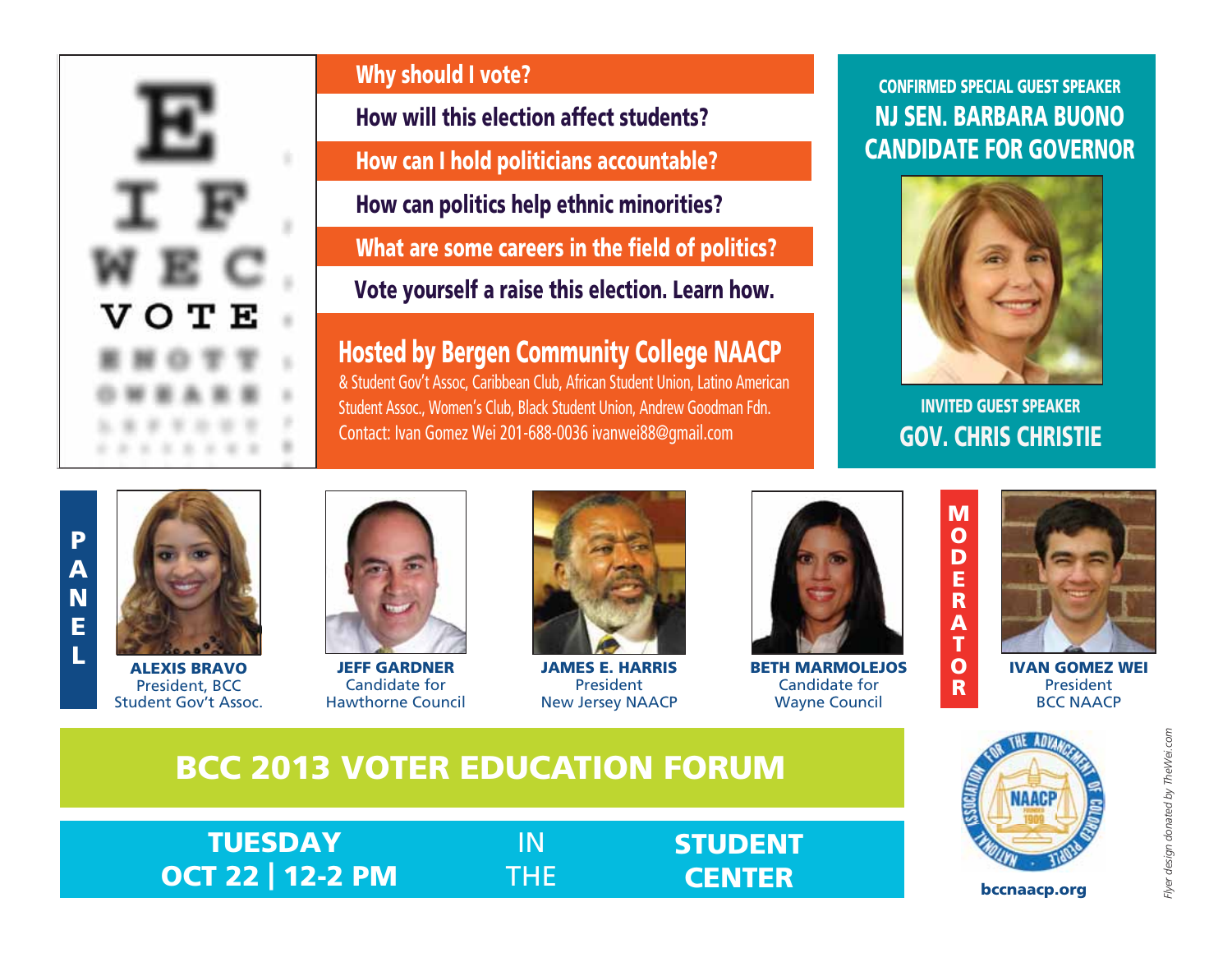E
I F
W E C
V O T E

- **Why should I vote?**
- **How will this election affect students?**
- **How can I hold politicians accountable?**
- **How can politics help ethnic minorities?**
- **What are some careers in the field of politics?**
- **Vote yourself a raise this election. Learn how.**

## Hosted by Bergen Community College NAACP

& Student Gov't Assoc, Caribbean Club, African Student Union, Latino American Student Assoc., Women's Club, Black Student Union, Andrew Goodman Fdn.
Contact: Ivan Gomez Wei 201-688-0036 ivanwei88@gmail.com

CONFIRMED SPECIAL GUEST SPEAKER
**NJ SEN. BARBARA BUONO**
**CANDIDATE FOR GOVERNOR**

INVITED GUEST SPEAKER
**GOV. CHRIS CHRISTIE**

### PANEL

**ALEXIS BRAVO**
President, BCC
Student Gov't Assoc.

**JEFF GARDNER**
Candidate for
Hawthorne Council

**JAMES E. HARRIS**
President
New Jersey NAACP

**BETH MARMOLEJOS**
Candidate for
Wayne Council

### MODERATOR

**IVAN GOMEZ WEI**
President
BCC NAACP

# BCC 2013 VOTER EDUCATION FORUM

**TUESDAY**
**OCT 22 | 12-2 PM**
IN THE
**STUDENT CENTER**

bccnaacp.org

*Flyer design donated by TheWei.com*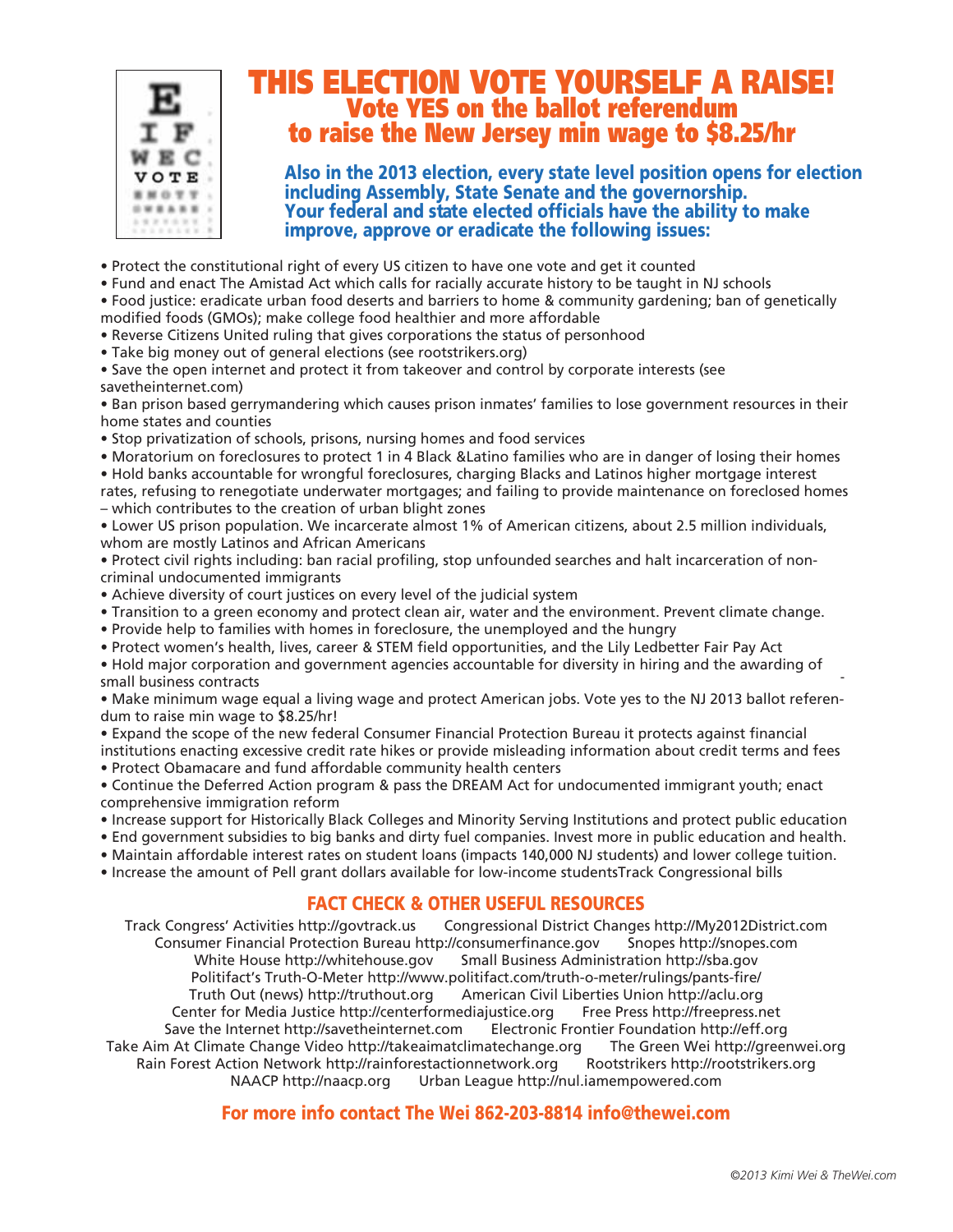# THIS ELECTION VOTE YOURSELF A RAISE!

## Vote YES on the ballot referendum to raise the New Jersey min wage to $8.25/hr

**Also in the 2013 election, every state level position opens for election including Assembly, State Senate and the governorship. Your federal and state elected officials have the ability to make improve, approve or eradicate the following issues:**

- Protect the constitutional right of every US citizen to have one vote and get it counted
- Fund and enact The Amistad Act which calls for racially accurate history to be taught in NJ schools
- Food justice: eradicate urban food deserts and barriers to home & community gardening; ban of genetically modified foods (GMOs); make college food healthier and more affordable
- Reverse Citizens United ruling that gives corporations the status of personhood
- Take big money out of general elections (see rootstrikers.org)
- Save the open internet and protect it from takeover and control by corporate interests (see savetheinternet.com)
- Ban prison based gerrymandering which causes prison inmates' families to lose government resources in their home states and counties
- Stop privatization of schools, prisons, nursing homes and food services
- Moratorium on foreclosures to protect 1 in 4 Black &Latino families who are in danger of losing their homes
- Hold banks accountable for wrongful foreclosures, charging Blacks and Latinos higher mortgage interest rates, refusing to renegotiate underwater mortgages; and failing to provide maintenance on foreclosed homes – which contributes to the creation of urban blight zones
- Lower US prison population. We incarcerate almost 1% of American citizens, about 2.5 million individuals, whom are mostly Latinos and African Americans
- Protect civil rights including: ban racial profiling, stop unfounded searches and halt incarceration of non-criminal undocumented immigrants
- Achieve diversity of court justices on every level of the judicial system
- Transition to a green economy and protect clean air, water and the environment. Prevent climate change.
- Provide help to families with homes in foreclosure, the unemployed and the hungry
- Protect women's health, lives, career & STEM field opportunities, and the Lily Ledbetter Fair Pay Act
- Hold major corporation and government agencies accountable for diversity in hiring and the awarding of small business contracts
- Make minimum wage equal a living wage and protect American jobs. Vote yes to the NJ 2013 ballot referendum to raise min wage to $8.25/hr!
- Expand the scope of the new federal Consumer Financial Protection Bureau it protects against financial institutions enacting excessive credit rate hikes or provide misleading information about credit terms and fees
- Protect Obamacare and fund affordable community health centers
- Continue the Deferred Action program & pass the DREAM Act for undocumented immigrant youth; enact comprehensive immigration reform
- Increase support for Historically Black Colleges and Minority Serving Institutions and protect public education
- End government subsidies to big banks and dirty fuel companies. Invest more in public education and health.
- Maintain affordable interest rates on student loans (impacts 140,000 NJ students) and lower college tuition.
- Increase the amount of Pell grant dollars available for low-income studentsTrack Congressional bills

## FACT CHECK & OTHER USEFUL RESOURCES

Track Congress' Activities http://govtrack.us    Congressional District Changes http://My2012District.com
Consumer Financial Protection Bureau http://consumerfinance.gov    Snopes http://snopes.com
White House http://whitehouse.gov    Small Business Administration http://sba.gov
Politifact's Truth-O-Meter http://www.politifact.com/truth-o-meter/rulings/pants-fire/
Truth Out (news) http://truthout.org    American Civil Liberties Union http://aclu.org
Center for Media Justice http://centerformediajustice.org    Free Press http://freepress.net
Save the Internet http://savetheinternet.com    Electronic Frontier Foundation http://eff.org
Take Aim At Climate Change Video http://takeaimatclimatechange.org    The Green Wei http://greenwei.org
Rain Forest Action Network http://rainforestactionnetwork.org    Rootstrikers http://rootstrikers.org
NAACP http://naacp.org    Urban League http://nul.iamempowered.com

**For more info contact The Wei 862-203-8814 info@thewei.com**

*©2013 Kimi Wei & TheWei.com*